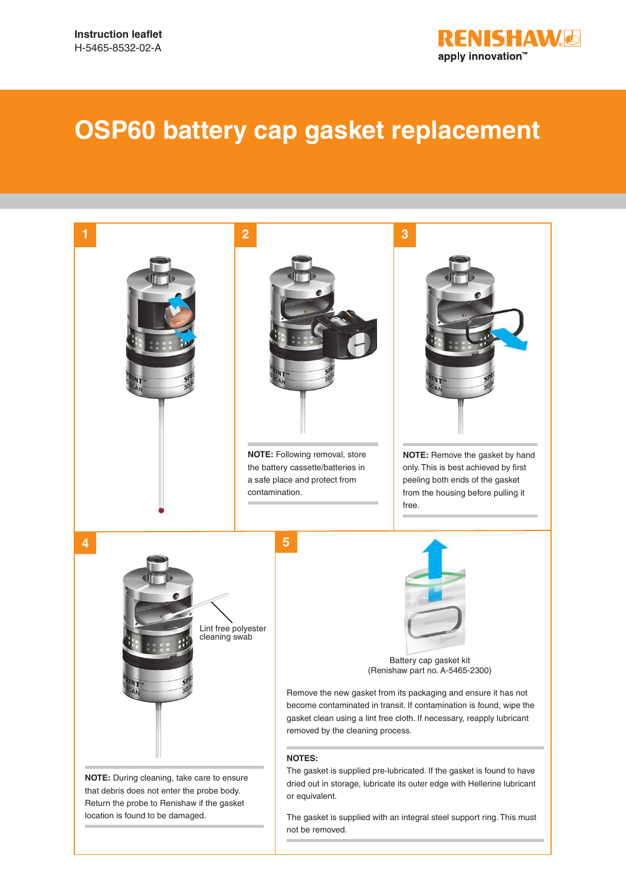**Instruction leaflet**
H-5465-8532-02-A

# OSP60 battery cap gasket replacement

**1**

**2**

**NOTE:** Following removal, store the battery cassette/batteries in a safe place and protect from contamination.

**3**

**NOTE:** Remove the gasket by hand only. This is best achieved by first peeling both ends of the gasket from the housing before pulling it free.

**4**

Lint free polyester cleaning swab

**NOTE:** During cleaning, take care to ensure that debris does not enter the probe body. Return the probe to Renishaw if the gasket location is found to be damaged.

**5**

Battery cap gasket kit
(Renishaw part no. A-5465-2300)

Remove the new gasket from its packaging and ensure it has not become contaminated in transit. If contamination is found, wipe the gasket clean using a lint free cloth. If necessary, reapply lubricant removed by the cleaning process.

**NOTES:**

The gasket is supplied pre-lubricated. If the gasket is found to have dried out in storage, lubricate its outer edge with Hellerine lubricant or equivalent.

The gasket is supplied with an integral steel support ring. This must not be removed.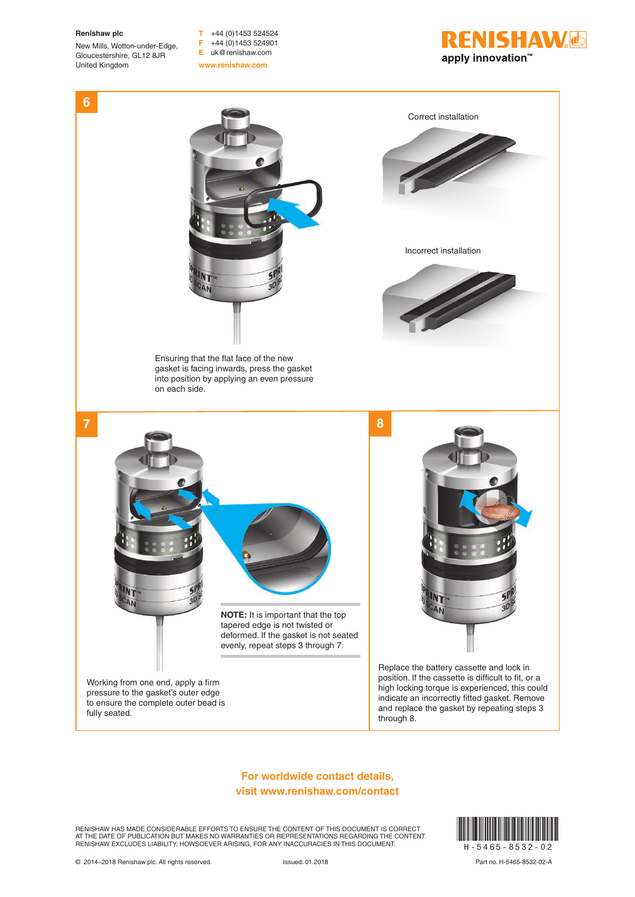Renishaw plc

New Mills, Wotton-under-Edge, Gloucestershire, GL12 8JR United Kingdom

T +44 (0)1453 524524
F +44 (0)1453 524901
E uk@renishaw.com
www.renishaw.com

## 6

Correct installation

Incorrect installation

Ensuring that the flat face of the new gasket is facing inwards, press the gasket into position by applying an even pressure on each side.

## 7

**NOTE:** It is important that the top tapered edge is not twisted or deformed. If the gasket is not seated evenly, repeat steps 3 through 7.

Working from one end, apply a firm pressure to the gasket's outer edge to ensure the complete outer bead is fully seated.

## 8

Replace the battery cassette and lock in position. If the cassette is difficult to fit, or a high locking torque is experienced, this could indicate an incorrectly fitted gasket. Remove and replace the gasket by repeating steps 3 through 8.

**For worldwide contact details, visit www.renishaw.com/contact**

RENISHAW HAS MADE CONSIDERABLE EFFORTS TO ENSURE THE CONTENT OF THIS DOCUMENT IS CORRECT AT THE DATE OF PUBLICATION BUT MAKES NO WARRANTIES OR REPRESENTATIONS REGARDING THE CONTENT. RENISHAW EXCLUDES LIABILITY, HOWSOEVER ARISING, FOR ANY INACCURACIES IN THIS DOCUMENT.

H-5465-8532-02

© 2014–2018 Renishaw plc. All rights reserved.

Issued: 01.2018

Part no. H-5465-8532-02-A